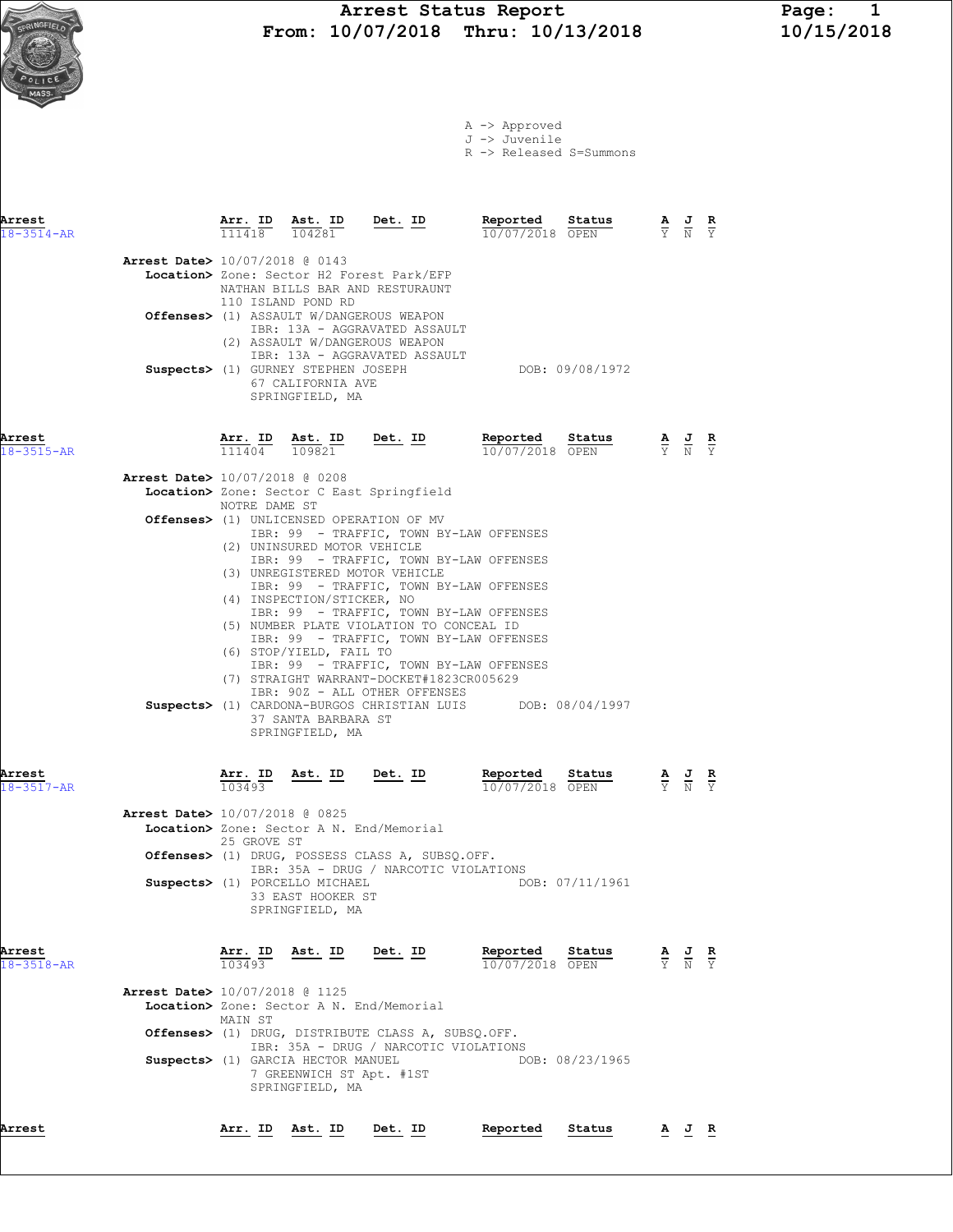# Arrest Status Report

**From: 10/07/2018 Thru: 10/13/2018**

10/15/2018

A -> Approved
J -> Juvenile
R -> Released S=Summons

| Arrest | Arr. ID | Ast. ID | Det. ID | Reported | Status | A | J | R |
|---|---|---|---|---|---|---|---|---|
| 18-3514-AR | 111418 | 104281 | | 10/07/2018 | OPEN | Y | N | Y |

**Arrest Date>** 10/07/2018 @ 0143
**Location>** Zone: Sector H2 Forest Park/EFP
NATHAN BILLS BAR AND RESTURAUNT
110 ISLAND POND RD
**Offenses>** (1) ASSAULT W/DANGEROUS WEAPON
IBR: 13A - AGGRAVATED ASSAULT
(2) ASSAULT W/DANGEROUS WEAPON
IBR: 13A - AGGRAVATED ASSAULT
**Suspects>** (1) GURNEY STEPHEN JOSEPH — DOB: 09/08/1972
67 CALIFORNIA AVE
SPRINGFIELD, MA

| Arrest | Arr. ID | Ast. ID | Det. ID | Reported | Status | A | J | R |
|---|---|---|---|---|---|---|---|---|
| 18-3515-AR | 111404 | 109821 | | 10/07/2018 | OPEN | Y | N | Y |

**Arrest Date>** 10/07/2018 @ 0208
**Location>** Zone: Sector C East Springfield
NOTRE DAME ST
**Offenses>** (1) UNLICENSED OPERATION OF MV
IBR: 99 - TRAFFIC, TOWN BY-LAW OFFENSES
(2) UNINSURED MOTOR VEHICLE
IBR: 99 - TRAFFIC, TOWN BY-LAW OFFENSES
(3) UNREGISTERED MOTOR VEHICLE
IBR: 99 - TRAFFIC, TOWN BY-LAW OFFENSES
(4) INSPECTION/STICKER, NO
IBR: 99 - TRAFFIC, TOWN BY-LAW OFFENSES
(5) NUMBER PLATE VIOLATION TO CONCEAL ID
IBR: 99 - TRAFFIC, TOWN BY-LAW OFFENSES
(6) STOP/YIELD, FAIL TO
IBR: 99 - TRAFFIC, TOWN BY-LAW OFFENSES
(7) STRAIGHT WARRANT-DOCKET#1823CR005629
IBR: 90Z - ALL OTHER OFFENSES
**Suspects>** (1) CARDONA-BURGOS CHRISTIAN LUIS — DOB: 08/04/1997
37 SANTA BARBARA ST
SPRINGFIELD, MA

| Arrest | Arr. ID | Ast. ID | Det. ID | Reported | Status | A | J | R |
|---|---|---|---|---|---|---|---|---|
| 18-3517-AR | 103493 | | | 10/07/2018 | OPEN | Y | N | Y |

**Arrest Date>** 10/07/2018 @ 0825
**Location>** Zone: Sector A N. End/Memorial
25 GROVE ST
**Offenses>** (1) DRUG, POSSESS CLASS A, SUBSQ.OFF.
IBR: 35A - DRUG / NARCOTIC VIOLATIONS
**Suspects>** (1) PORCELLO MICHAEL — DOB: 07/11/1961
33 EAST HOOKER ST
SPRINGFIELD, MA

| Arrest | Arr. ID | Ast. ID | Det. ID | Reported | Status | A | J | R |
|---|---|---|---|---|---|---|---|---|
| 18-3518-AR | 103493 | | | 10/07/2018 | OPEN | Y | N | Y |

**Arrest Date>** 10/07/2018 @ 1125
**Location>** Zone: Sector A N. End/Memorial
MAIN ST
**Offenses>** (1) DRUG, DISTRIBUTE CLASS A, SUBSQ.OFF.
IBR: 35A - DRUG / NARCOTIC VIOLATIONS
**Suspects>** (1) GARCIA HECTOR MANUEL — DOB: 08/23/1965
7 GREENWICH ST Apt. #1ST
SPRINGFIELD, MA

| Arrest | Arr. ID | Ast. ID | Det. ID | Reported | Status | A | J | R |
|---|---|---|---|---|---|---|---|---|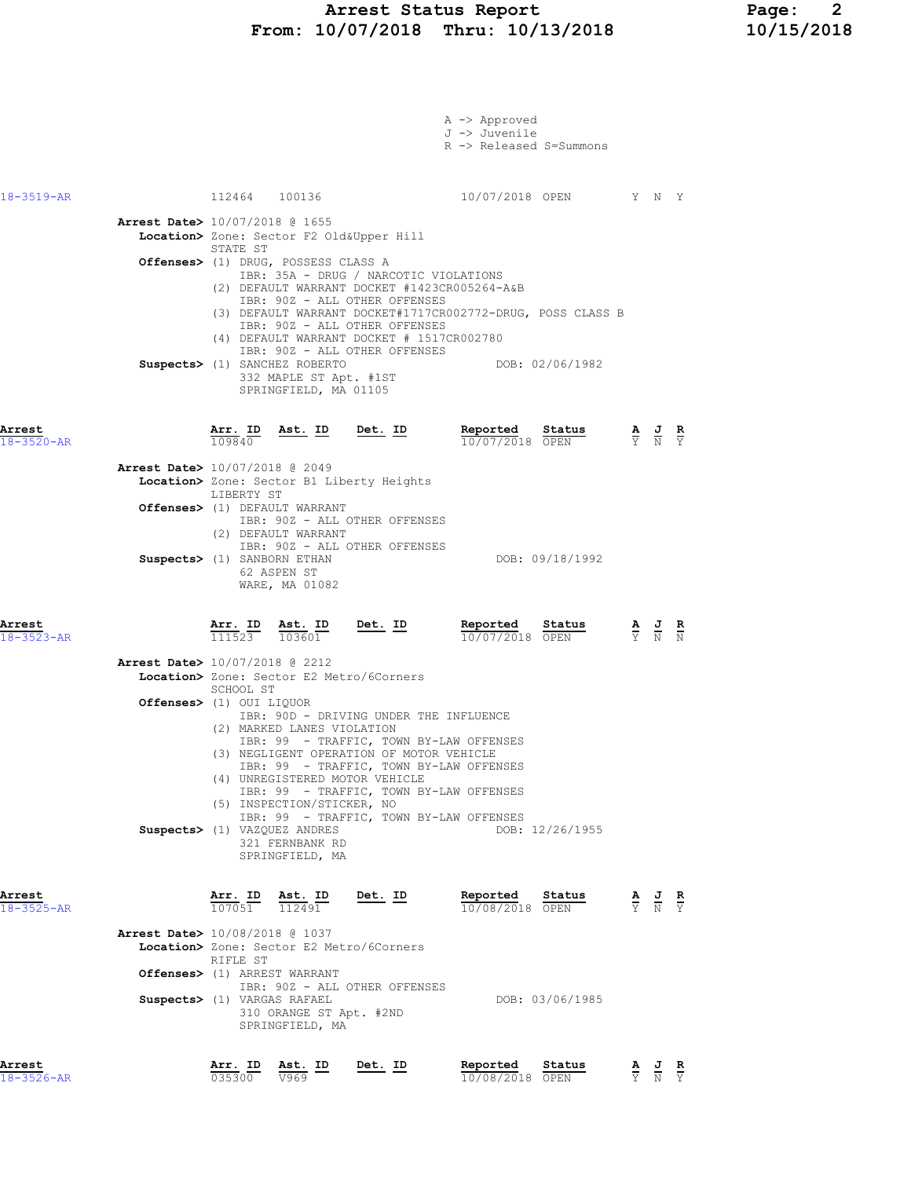# Arrest Status Report
## From: 10/07/2018 Thru: 10/13/2018

A -> Approved
J -> Juvenile
R -> Released S=Summons

| Arrest | Arr. ID | Ast. ID | Det. ID | Reported | Status | A | J | R |
|---|---|---|---|---|---|---|---|---|
| 18-3519-AR | 112464 | 100136 | | 10/07/2018 | OPEN | Y | N | Y |

**Arrest Date>** 10/07/2018 @ 1655
**Location>** Zone: Sector F2 Old&Upper Hill
STATE ST
**Offenses>** (1) DRUG, POSSESS CLASS A
IBR: 35A - DRUG / NARCOTIC VIOLATIONS
(2) DEFAULT WARRANT DOCKET #1423CR005264-A&B
IBR: 90Z - ALL OTHER OFFENSES
(3) DEFAULT WARRANT DOCKET#1717CR002772-DRUG, POSS CLASS B
IBR: 90Z - ALL OTHER OFFENSES
(4) DEFAULT WARRANT DOCKET # 1517CR002780
IBR: 90Z - ALL OTHER OFFENSES
**Suspects>** (1) SANCHEZ ROBERTO DOB: 02/06/1982
332 MAPLE ST Apt. #1ST
SPRINGFIELD, MA 01105

| Arrest | Arr. ID | Ast. ID | Det. ID | Reported | Status | A | J | R |
|---|---|---|---|---|---|---|---|---|
| 18-3520-AR | 109840 | | | 10/07/2018 | OPEN | Y | N | Y |

**Arrest Date>** 10/07/2018 @ 2049
**Location>** Zone: Sector B1 Liberty Heights
LIBERTY ST
**Offenses>** (1) DEFAULT WARRANT
IBR: 90Z - ALL OTHER OFFENSES
(2) DEFAULT WARRANT
IBR: 90Z - ALL OTHER OFFENSES
**Suspects>** (1) SANBORN ETHAN DOB: 09/18/1992
62 ASPEN ST
WARE, MA 01082

| Arrest | Arr. ID | Ast. ID | Det. ID | Reported | Status | A | J | R |
|---|---|---|---|---|---|---|---|---|
| 18-3523-AR | 111523 | 103601 | | 10/07/2018 | OPEN | Y | N | N |

**Arrest Date>** 10/07/2018 @ 2212
**Location>** Zone: Sector E2 Metro/6Corners
SCHOOL ST
**Offenses>** (1) OUI LIQUOR
IBR: 90D - DRIVING UNDER THE INFLUENCE
(2) MARKED LANES VIOLATION
IBR: 99 - TRAFFIC, TOWN BY-LAW OFFENSES
(3) NEGLIGENT OPERATION OF MOTOR VEHICLE
IBR: 99 - TRAFFIC, TOWN BY-LAW OFFENSES
(4) UNREGISTERED MOTOR VEHICLE
IBR: 99 - TRAFFIC, TOWN BY-LAW OFFENSES
(5) INSPECTION/STICKER, NO
IBR: 99 - TRAFFIC, TOWN BY-LAW OFFENSES
**Suspects>** (1) VAZQUEZ ANDRES DOB: 12/26/1955
321 FERNBANK RD
SPRINGFIELD, MA

| Arrest | Arr. ID | Ast. ID | Det. ID | Reported | Status | A | J | R |
|---|---|---|---|---|---|---|---|---|
| 18-3525-AR | 107051 | 112491 | | 10/08/2018 | OPEN | Y | N | Y |

**Arrest Date>** 10/08/2018 @ 1037
**Location>** Zone: Sector E2 Metro/6Corners
RIFLE ST
**Offenses>** (1) ARREST WARRANT
IBR: 90Z - ALL OTHER OFFENSES
**Suspects>** (1) VARGAS RAFAEL DOB: 03/06/1985
310 ORANGE ST Apt. #2ND
SPRINGFIELD, MA

| Arrest | Arr. ID | Ast. ID | Det. ID | Reported | Status | A | J | R |
|---|---|---|---|---|---|---|---|---|
| 18-3526-AR | 035300 | V969 | | 10/08/2018 | OPEN | Y | N | Y |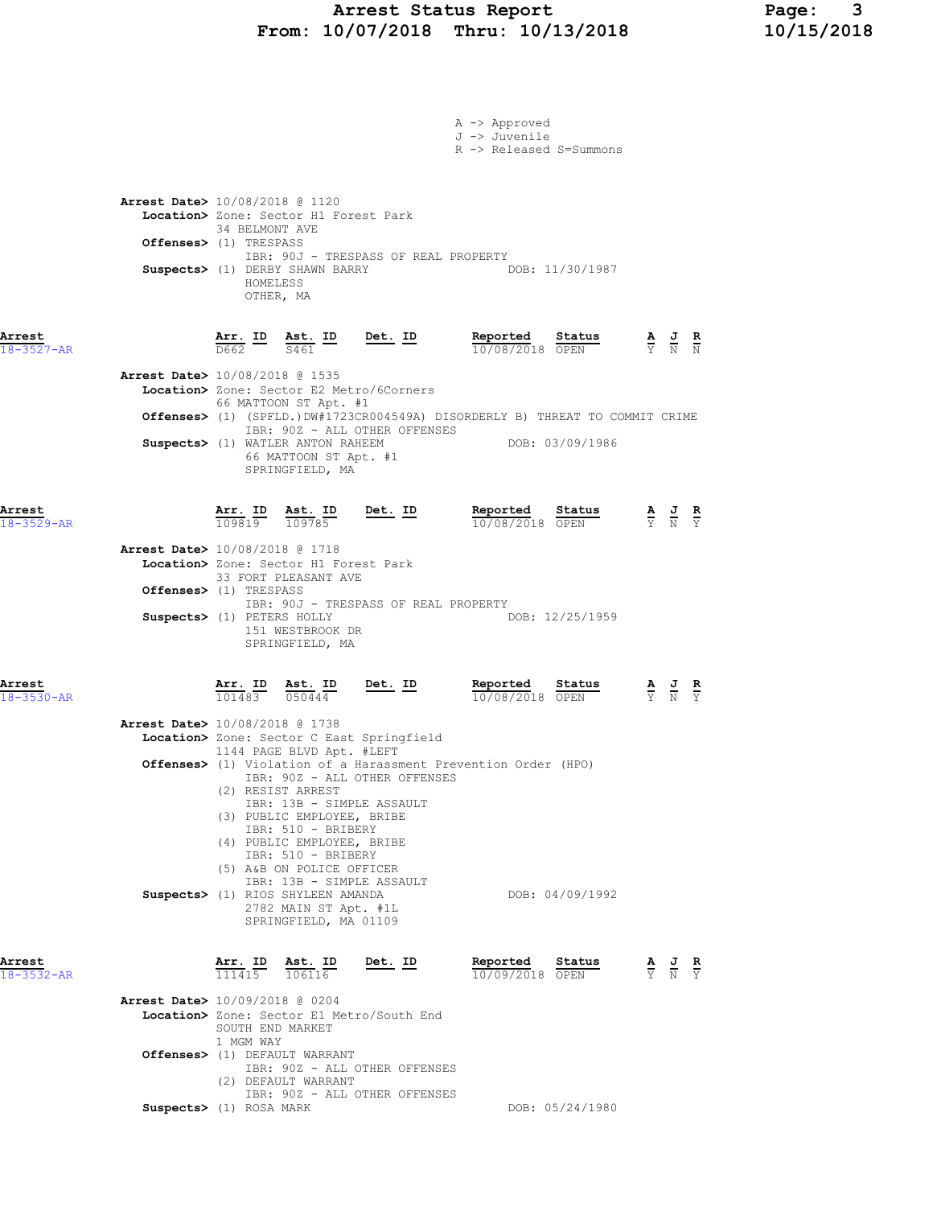A -> Approved
J -> Juvenile
R -> Released S=Summons

**Arrest Date>** 10/08/2018 @ 1120
**Location>** Zone: Sector H1 Forest Park
34 BELMONT AVE
**Offenses>** (1) TRESPASS
IBR: 90J - TRESPASS OF REAL PROPERTY
**Suspects>** (1) DERBY SHAWN BARRY DOB: 11/30/1987
HOMELESS
OTHER, MA

| Arrest | Arr. ID | Ast. ID | Det. ID | Reported | Status | A | J | R |
|---|---|---|---|---|---|---|---|---|
| 18-3527-AR | D662 | S461 | | 10/08/2018 | OPEN | Y | N | N |

**Arrest Date>** 10/08/2018 @ 1535
**Location>** Zone: Sector E2 Metro/6Corners
66 MATTOON ST Apt. #1
**Offenses>** (1) (SPFLD.)DW#1723CR004549A) DISORDERLY B) THREAT TO COMMIT CRIME
IBR: 90Z - ALL OTHER OFFENSES
**Suspects>** (1) WATLER ANTON RAHEEM DOB: 03/09/1986
66 MATTOON ST Apt. #1
SPRINGFIELD, MA

| Arrest | Arr. ID | Ast. ID | Det. ID | Reported | Status | A | J | R |
|---|---|---|---|---|---|---|---|---|
| 18-3529-AR | 109819 | 109785 | | 10/08/2018 | OPEN | Y | N | Y |

**Arrest Date>** 10/08/2018 @ 1718
**Location>** Zone: Sector H1 Forest Park
33 FORT PLEASANT AVE
**Offenses>** (1) TRESPASS
IBR: 90J - TRESPASS OF REAL PROPERTY
**Suspects>** (1) PETERS HOLLY DOB: 12/25/1959
151 WESTBROOK DR
SPRINGFIELD, MA

| Arrest | Arr. ID | Ast. ID | Det. ID | Reported | Status | A | J | R |
|---|---|---|---|---|---|---|---|---|
| 18-3530-AR | 101483 | 050444 | | 10/08/2018 | OPEN | Y | N | Y |

**Arrest Date>** 10/08/2018 @ 1738
**Location>** Zone: Sector C East Springfield
1144 PAGE BLVD Apt. #LEFT
**Offenses>** (1) Violation of a Harassment Prevention Order (HPO)
IBR: 90Z - ALL OTHER OFFENSES
(2) RESIST ARREST
IBR: 13B - SIMPLE ASSAULT
(3) PUBLIC EMPLOYEE, BRIBE
IBR: 510 - BRIBERY
(4) PUBLIC EMPLOYEE, BRIBE
IBR: 510 - BRIBERY
(5) A&B ON POLICE OFFICER
IBR: 13B - SIMPLE ASSAULT
**Suspects>** (1) RIOS SHYLEEN AMANDA DOB: 04/09/1992
2782 MAIN ST Apt. #1L
SPRINGFIELD, MA 01109

| Arrest | Arr. ID | Ast. ID | Det. ID | Reported | Status | A | J | R |
|---|---|---|---|---|---|---|---|---|
| 18-3532-AR | 111415 | 106116 | | 10/09/2018 | OPEN | Y | N | Y |

**Arrest Date>** 10/09/2018 @ 0204
**Location>** Zone: Sector E1 Metro/South End
SOUTH END MARKET
1 MGM WAY
**Offenses>** (1) DEFAULT WARRANT
IBR: 90Z - ALL OTHER OFFENSES
(2) DEFAULT WARRANT
IBR: 90Z - ALL OTHER OFFENSES
**Suspects>** (1) ROSA MARK DOB: 05/24/1980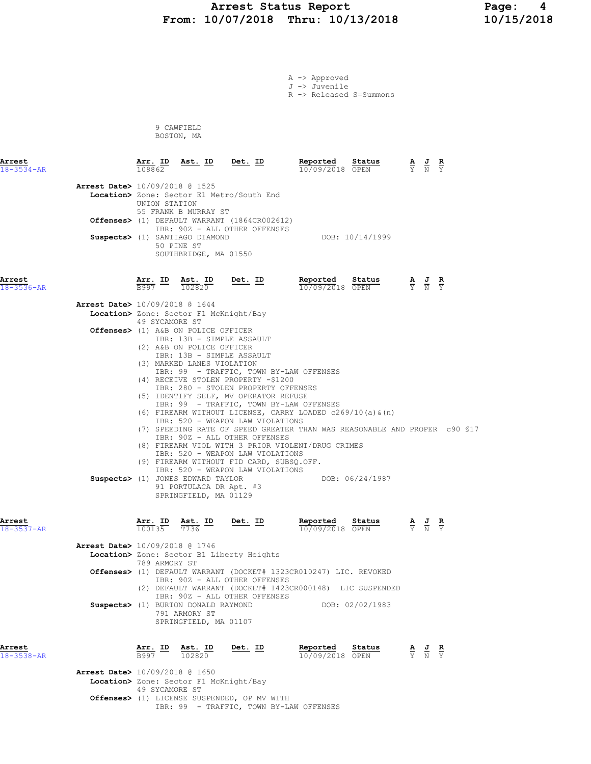# Arrest Status Report
**From: 10/07/2018 Thru: 10/13/2018**

A -> Approved
J -> Juvenile
R -> Released S=Summons

9 CAWFIELD
BOSTON, MA

---

**Arrest** 18-3534-AR

| Arr. ID | Ast. ID | Det. ID | Reported | Status | A | J | R |
|---|---|---|---|---|---|---|---|
| 108862 | | | 10/09/2018 | OPEN | Y | N | Y |

**Arrest Date>** 10/09/2018 @ 1525
**Location>** Zone: Sector E1 Metro/South End
UNION STATION
55 FRANK B MURRAY ST
**Offenses>** (1) DEFAULT WARRANT (1864CR002612)
IBR: 90Z - ALL OTHER OFFENSES
**Suspects>** (1) SANTIAGO DIAMOND — DOB: 10/14/1999
50 PINE ST
SOUTHBRIDGE, MA 01550

---

**Arrest** 18-3536-AR

| Arr. ID | Ast. ID | Det. ID | Reported | Status | A | J | R |
|---|---|---|---|---|---|---|---|
| B997 | 102820 | | 10/09/2018 | OPEN | Y | N | Y |

**Arrest Date>** 10/09/2018 @ 1644
**Location>** Zone: Sector F1 McKnight/Bay
49 SYCAMORE ST
**Offenses>** (1) A&B ON POLICE OFFICER
IBR: 13B - SIMPLE ASSAULT
(2) A&B ON POLICE OFFICER
IBR: 13B - SIMPLE ASSAULT
(3) MARKED LANES VIOLATION
IBR: 99 - TRAFFIC, TOWN BY-LAW OFFENSES
(4) RECEIVE STOLEN PROPERTY -$1200
IBR: 280 - STOLEN PROPERTY OFFENSES
(5) IDENTIFY SELF, MV OPERATOR REFUSE
IBR: 99 - TRAFFIC, TOWN BY-LAW OFFENSES
(6) FIREARM WITHOUT LICENSE, CARRY LOADED c269/10(a)&(n)
IBR: 520 - WEAPON LAW VIOLATIONS
(7) SPEEDING RATE OF SPEED GREATER THAN WAS REASONABLE AND PROPER c90 §17
IBR: 90Z - ALL OTHER OFFENSES
(8) FIREARM VIOL WITH 3 PRIOR VIOLENT/DRUG CRIMES
IBR: 520 - WEAPON LAW VIOLATIONS
(9) FIREARM WITHOUT FID CARD, SUBSQ.OFF.
IBR: 520 - WEAPON LAW VIOLATIONS
**Suspects>** (1) JONES EDWARD TAYLOR — DOB: 06/24/1987
91 PORTULACA DR Apt. #3
SPRINGFIELD, MA 01129

---

**Arrest** 18-3537-AR

| Arr. ID | Ast. ID | Det. ID | Reported | Status | A | J | R |
|---|---|---|---|---|---|---|---|
| 100135 | T736 | | 10/09/2018 | OPEN | Y | N | Y |

**Arrest Date>** 10/09/2018 @ 1746
**Location>** Zone: Sector B1 Liberty Heights
789 ARMORY ST
**Offenses>** (1) DEFAULT WARRANT (DOCKET# 1323CR010247) LIC. REVOKED
IBR: 90Z - ALL OTHER OFFENSES
(2) DEFAULT WARRANT (DOCKET# 1423CR000148) LIC SUSPENDED
IBR: 90Z - ALL OTHER OFFENSES
**Suspects>** (1) BURTON DONALD RAYMOND — DOB: 02/02/1983
791 ARMORY ST
SPRINGFIELD, MA 01107

---

**Arrest** 18-3538-AR

| Arr. ID | Ast. ID | Det. ID | Reported | Status | A | J | R |
|---|---|---|---|---|---|---|---|
| B997 | 102820 | | 10/09/2018 | OPEN | Y | N | Y |

**Arrest Date>** 10/09/2018 @ 1650
**Location>** Zone: Sector F1 McKnight/Bay
49 SYCAMORE ST
**Offenses>** (1) LICENSE SUSPENDED, OP MV WITH
IBR: 99 - TRAFFIC, TOWN BY-LAW OFFENSES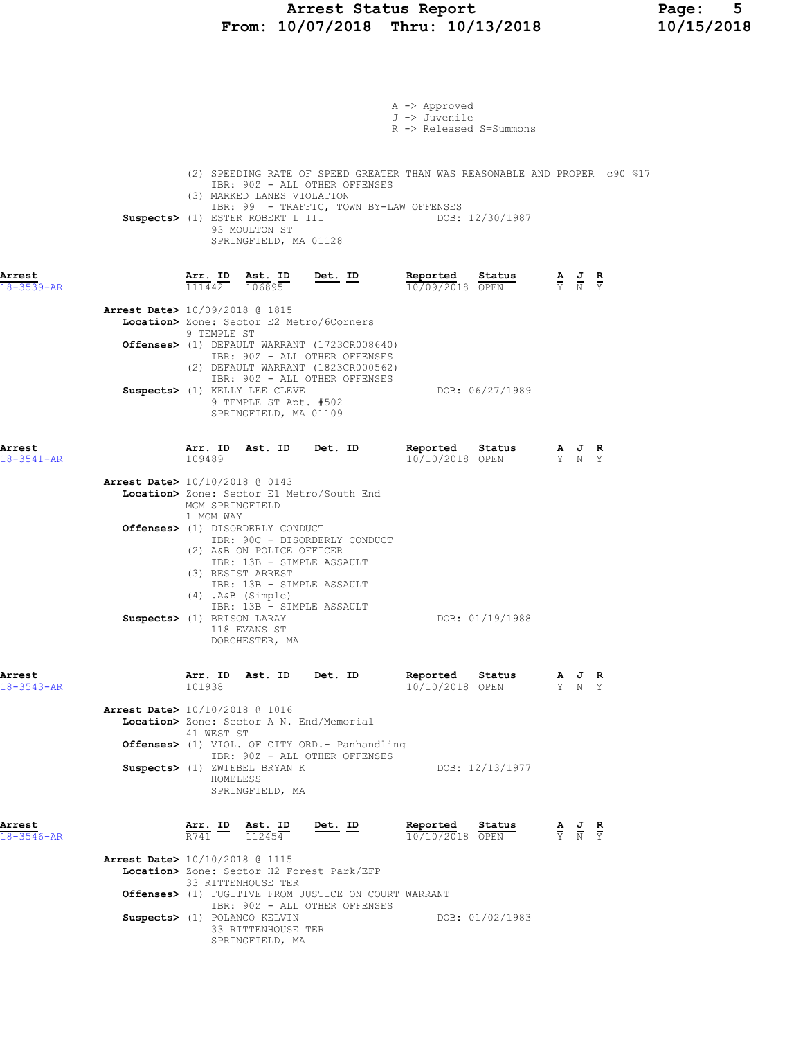A -> Approved
J -> Juvenile
R -> Released S=Summons

(2) SPEEDING RATE OF SPEED GREATER THAN WAS REASONABLE AND PROPER c90 §17
IBR: 90Z - ALL OTHER OFFENSES
(3) MARKED LANES VIOLATION
IBR: 99 - TRAFFIC, TOWN BY-LAW OFFENSES

**Suspects>** (1) ESTER ROBERT L III DOB: 12/30/1987
93 MOULTON ST
SPRINGFIELD, MA 01128

---

**Arrest 18-3539-AR**

| Arr. ID | Ast. ID | Det. ID | Reported | Status | A | J | R |
|---|---|---|---|---|---|---|---|
| 111442 | 106895 | | 10/09/2018 | OPEN | Y | N | Y |

**Arrest Date>** 10/09/2018 @ 1815
**Location>** Zone: Sector E2 Metro/6Corners
9 TEMPLE ST
**Offenses>** (1) DEFAULT WARRANT (1723CR008640)
IBR: 90Z - ALL OTHER OFFENSES
(2) DEFAULT WARRANT (1823CR000562)
IBR: 90Z - ALL OTHER OFFENSES
**Suspects>** (1) KELLY LEE CLEVE DOB: 06/27/1989
9 TEMPLE ST Apt. #502
SPRINGFIELD, MA 01109

---

**Arrest 18-3541-AR**

| Arr. ID | Ast. ID | Det. ID | Reported | Status | A | J | R |
|---|---|---|---|---|---|---|---|
| 109489 | | | 10/10/2018 | OPEN | Y | N | Y |

**Arrest Date>** 10/10/2018 @ 0143
**Location>** Zone: Sector E1 Metro/South End
MGM SPRINGFIELD
1 MGM WAY
**Offenses>** (1) DISORDERLY CONDUCT
IBR: 90C - DISORDERLY CONDUCT
(2) A&B ON POLICE OFFICER
IBR: 13B - SIMPLE ASSAULT
(3) RESIST ARREST
IBR: 13B - SIMPLE ASSAULT
(4) .A&B (Simple)
IBR: 13B - SIMPLE ASSAULT
**Suspects>** (1) BRISON LARAY DOB: 01/19/1988
118 EVANS ST
DORCHESTER, MA

---

**Arrest 18-3543-AR**

| Arr. ID | Ast. ID | Det. ID | Reported | Status | A | J | R |
|---|---|---|---|---|---|---|---|
| 101938 | | | 10/10/2018 | OPEN | Y | N | Y |

**Arrest Date>** 10/10/2018 @ 1016
**Location>** Zone: Sector A N. End/Memorial
41 WEST ST
**Offenses>** (1) VIOL. OF CITY ORD.- Panhandling
IBR: 90Z - ALL OTHER OFFENSES
**Suspects>** (1) ZWIEBEL BRYAN K DOB: 12/13/1977
HOMELESS
SPRINGFIELD, MA

---

**Arrest 18-3546-AR**

| Arr. ID | Ast. ID | Det. ID | Reported | Status | A | J | R |
|---|---|---|---|---|---|---|---|
| R741 | 112454 | | 10/10/2018 | OPEN | Y | N | Y |

**Arrest Date>** 10/10/2018 @ 1115
**Location>** Zone: Sector H2 Forest Park/EFP
33 RITTENHOUSE TER
**Offenses>** (1) FUGITIVE FROM JUSTICE ON COURT WARRANT
IBR: 90Z - ALL OTHER OFFENSES
**Suspects>** (1) POLANCO KELVIN DOB: 01/02/1983
33 RITTENHOUSE TER
SPRINGFIELD, MA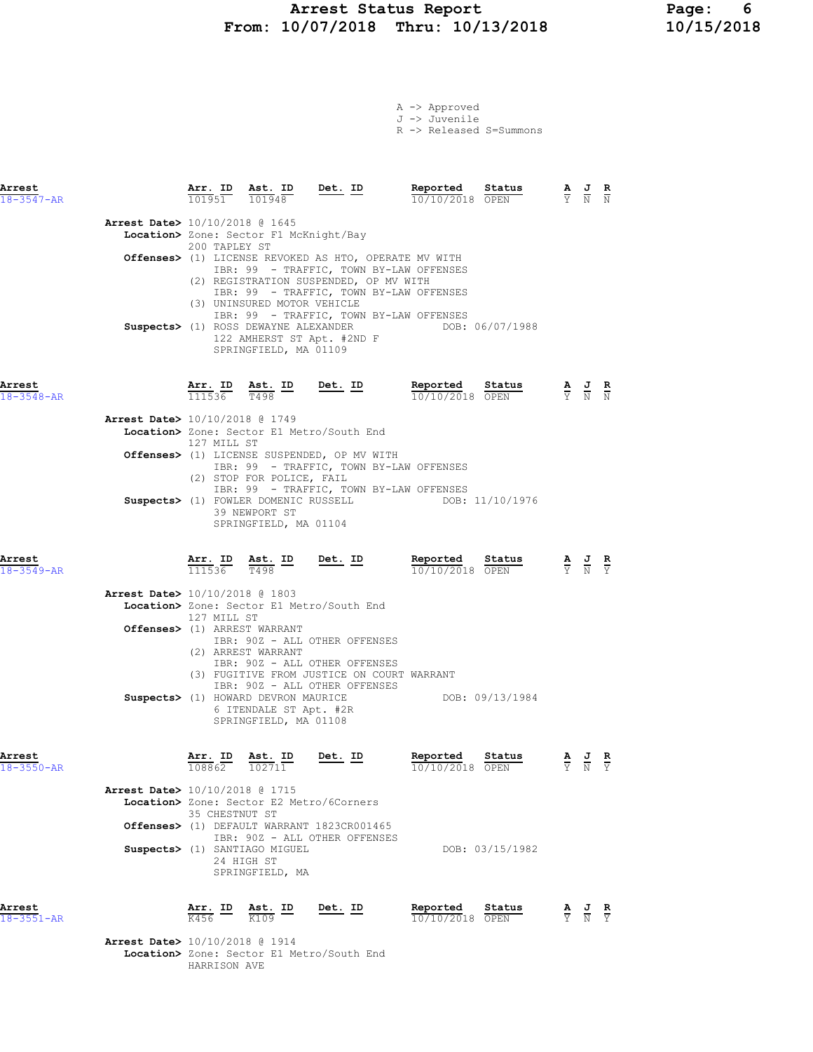# Arrest Status Report
## From: 10/07/2018 Thru: 10/13/2018

A -> Approved
J -> Juvenile
R -> Released S=Summons

---

| Arrest | Arr. ID | Ast. ID | Det. ID | Reported | Status | A | J | R |
|---|---|---|---|---|---|---|---|---|
| 18-3547-AR | 101951 | 101948 | | 10/10/2018 | OPEN | Y | N | N |

**Arrest Date>** 10/10/2018 @ 1645
**Location>** Zone: Sector F1 McKnight/Bay
200 TAPLEY ST
**Offenses>** (1) LICENSE REVOKED AS HTO, OPERATE MV WITH
IBR: 99 - TRAFFIC, TOWN BY-LAW OFFENSES
(2) REGISTRATION SUSPENDED, OP MV WITH
IBR: 99 - TRAFFIC, TOWN BY-LAW OFFENSES
(3) UNINSURED MOTOR VEHICLE
IBR: 99 - TRAFFIC, TOWN BY-LAW OFFENSES
**Suspects>** (1) ROSS DEWAYNE ALEXANDER DOB: 06/07/1988
122 AMHERST ST Apt. #2ND F
SPRINGFIELD, MA 01109

---

| Arrest | Arr. ID | Ast. ID | Det. ID | Reported | Status | A | J | R |
|---|---|---|---|---|---|---|---|---|
| 18-3548-AR | 111536 | T498 | | 10/10/2018 | OPEN | Y | N | N |

**Arrest Date>** 10/10/2018 @ 1749
**Location>** Zone: Sector E1 Metro/South End
127 MILL ST
**Offenses>** (1) LICENSE SUSPENDED, OP MV WITH
IBR: 99 - TRAFFIC, TOWN BY-LAW OFFENSES
(2) STOP FOR POLICE, FAIL
IBR: 99 - TRAFFIC, TOWN BY-LAW OFFENSES
**Suspects>** (1) FOWLER DOMENIC RUSSELL DOB: 11/10/1976
39 NEWPORT ST
SPRINGFIELD, MA 01104

---

| Arrest | Arr. ID | Ast. ID | Det. ID | Reported | Status | A | J | R |
|---|---|---|---|---|---|---|---|---|
| 18-3549-AR | 111536 | T498 | | 10/10/2018 | OPEN | Y | N | Y |

**Arrest Date>** 10/10/2018 @ 1803
**Location>** Zone: Sector E1 Metro/South End
127 MILL ST
**Offenses>** (1) ARREST WARRANT
IBR: 90Z - ALL OTHER OFFENSES
(2) ARREST WARRANT
IBR: 90Z - ALL OTHER OFFENSES
(3) FUGITIVE FROM JUSTICE ON COURT WARRANT
IBR: 90Z - ALL OTHER OFFENSES
**Suspects>** (1) HOWARD DEVRON MAURICE DOB: 09/13/1984
6 ITENDALE ST Apt. #2R
SPRINGFIELD, MA 01108

---

| Arrest | Arr. ID | Ast. ID | Det. ID | Reported | Status | A | J | R |
|---|---|---|---|---|---|---|---|---|
| 18-3550-AR | 108862 | 102711 | | 10/10/2018 | OPEN | Y | N | Y |

**Arrest Date>** 10/10/2018 @ 1715
**Location>** Zone: Sector E2 Metro/6Corners
35 CHESTNUT ST
**Offenses>** (1) DEFAULT WARRANT 1823CR001465
IBR: 90Z - ALL OTHER OFFENSES
**Suspects>** (1) SANTIAGO MIGUEL DOB: 03/15/1982
24 HIGH ST
SPRINGFIELD, MA

---

| Arrest | Arr. ID | Ast. ID | Det. ID | Reported | Status | A | J | R |
|---|---|---|---|---|---|---|---|---|
| 18-3551-AR | K456 | K109 | | 10/10/2018 | OPEN | Y | N | Y |

**Arrest Date>** 10/10/2018 @ 1914
**Location>** Zone: Sector E1 Metro/South End
HARRISON AVE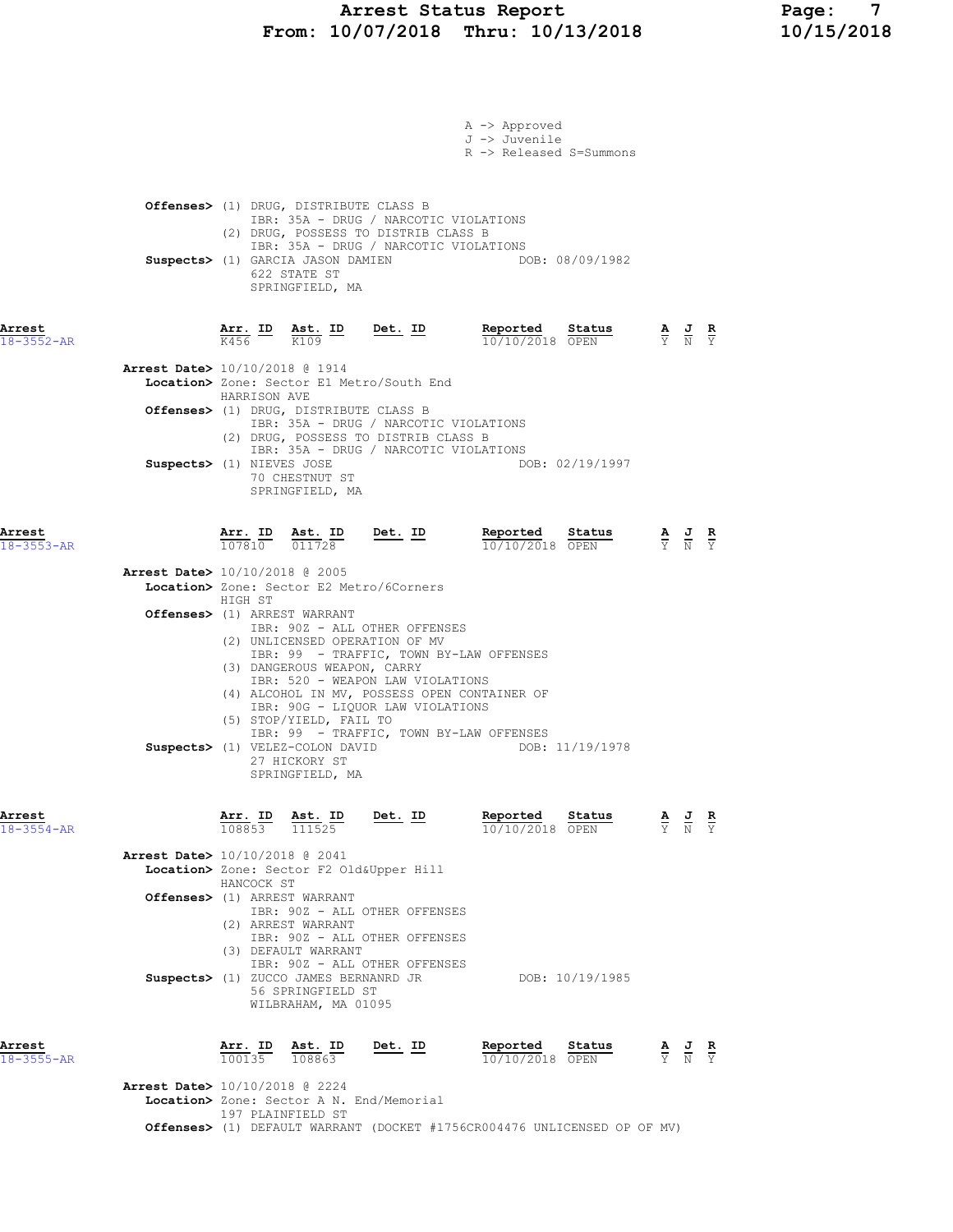A -> Approved
J -> Juvenile
R -> Released S=Summons

**Offenses>** (1) DRUG, DISTRIBUTE CLASS B
IBR: 35A - DRUG / NARCOTIC VIOLATIONS
(2) DRUG, POSSESS TO DISTRIB CLASS B
IBR: 35A - DRUG / NARCOTIC VIOLATIONS

**Suspects>** (1) GARCIA JASON DAMIEN DOB: 08/09/1982
622 STATE ST
SPRINGFIELD, MA

---

**Arrest** 18-3552-AR

| Arr. ID | Ast. ID | Det. ID | Reported | Status | A | J | R |
|---|---|---|---|---|---|---|---|
| K456 | K109 | | 10/10/2018 | OPEN | Y | N | Y |

**Arrest Date>** 10/10/2018 @ 1914
**Location>** Zone: Sector E1 Metro/South End
HARRISON AVE
**Offenses>** (1) DRUG, DISTRIBUTE CLASS B
IBR: 35A - DRUG / NARCOTIC VIOLATIONS
(2) DRUG, POSSESS TO DISTRIB CLASS B
IBR: 35A - DRUG / NARCOTIC VIOLATIONS
**Suspects>** (1) NIEVES JOSE DOB: 02/19/1997
70 CHESTNUT ST
SPRINGFIELD, MA

---

**Arrest** 18-3553-AR

| Arr. ID | Ast. ID | Det. ID | Reported | Status | A | J | R |
|---|---|---|---|---|---|---|---|
| 107810 | 011728 | | 10/10/2018 | OPEN | Y | N | Y |

**Arrest Date>** 10/10/2018 @ 2005
**Location>** Zone: Sector E2 Metro/6Corners
HIGH ST
**Offenses>** (1) ARREST WARRANT
IBR: 90Z - ALL OTHER OFFENSES
(2) UNLICENSED OPERATION OF MV
IBR: 99 - TRAFFIC, TOWN BY-LAW OFFENSES
(3) DANGEROUS WEAPON, CARRY
IBR: 520 - WEAPON LAW VIOLATIONS
(4) ALCOHOL IN MV, POSSESS OPEN CONTAINER OF
IBR: 90G - LIQUOR LAW VIOLATIONS
(5) STOP/YIELD, FAIL TO
IBR: 99 - TRAFFIC, TOWN BY-LAW OFFENSES
**Suspects>** (1) VELEZ-COLON DAVID DOB: 11/19/1978
27 HICKORY ST
SPRINGFIELD, MA

---

**Arrest** 18-3554-AR

| Arr. ID | Ast. ID | Det. ID | Reported | Status | A | J | R |
|---|---|---|---|---|---|---|---|
| 108853 | 111525 | | 10/10/2018 | OPEN | Y | N | Y |

**Arrest Date>** 10/10/2018 @ 2041
**Location>** Zone: Sector F2 Old&Upper Hill
HANCOCK ST
**Offenses>** (1) ARREST WARRANT
IBR: 90Z - ALL OTHER OFFENSES
(2) ARREST WARRANT
IBR: 90Z - ALL OTHER OFFENSES
(3) DEFAULT WARRANT
IBR: 90Z - ALL OTHER OFFENSES
**Suspects>** (1) ZUCCO JAMES BERNANRD JR DOB: 10/19/1985
56 SPRINGFIELD ST
WILBRAHAM, MA 01095

---

**Arrest** 18-3555-AR

| Arr. ID | Ast. ID | Det. ID | Reported | Status | A | J | R |
|---|---|---|---|---|---|---|---|
| 100135 | 108863 | | 10/10/2018 | OPEN | Y | N | Y |

**Arrest Date>** 10/10/2018 @ 2224
**Location>** Zone: Sector A N. End/Memorial
197 PLAINFIELD ST
**Offenses>** (1) DEFAULT WARRANT (DOCKET #1756CR004476 UNLICENSED OP OF MV)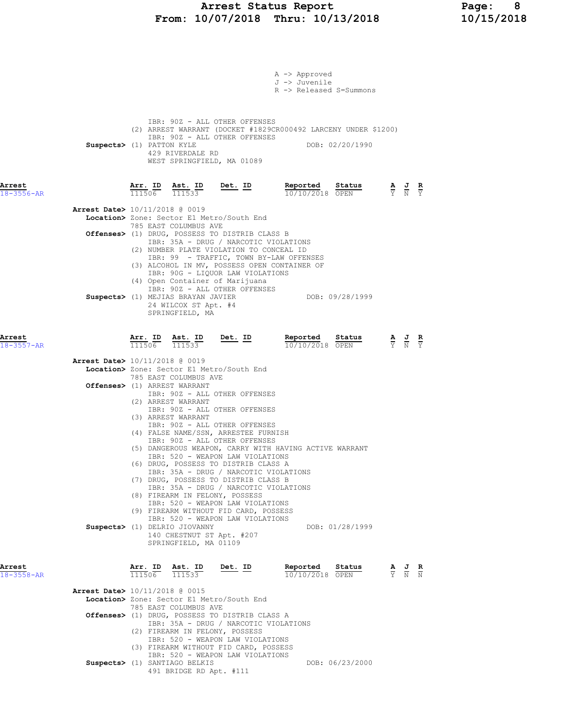A -> Approved
J -> Juvenile
R -> Released S=Summons

IBR: 90Z - ALL OTHER OFFENSES
(2) ARREST WARRANT (DOCKET #1829CR000492 LARCENY UNDER $1200)
IBR: 90Z - ALL OTHER OFFENSES

**Suspects>** (1) PATTON KYLE DOB: 02/20/1990
429 RIVERDALE RD
WEST SPRINGFIELD, MA 01089

## Arrest 18-3556-AR

| Arr. ID | Ast. ID | Det. ID | Reported | Status | A | J | R |
|---|---|---|---|---|---|---|---|
| 111506 | 111533 | | 10/10/2018 | OPEN | Y | N | Y |

**Arrest Date>** 10/11/2018 @ 0019
**Location>** Zone: Sector E1 Metro/South End
785 EAST COLUMBUS AVE
**Offenses>** (1) DRUG, POSSESS TO DISTRIB CLASS B
IBR: 35A - DRUG / NARCOTIC VIOLATIONS
(2) NUMBER PLATE VIOLATION TO CONCEAL ID
IBR: 99 - TRAFFIC, TOWN BY-LAW OFFENSES
(3) ALCOHOL IN MV, POSSESS OPEN CONTAINER OF
IBR: 90G - LIQUOR LAW VIOLATIONS
(4) Open Container of Marijuana
IBR: 90Z - ALL OTHER OFFENSES
**Suspects>** (1) MEJIAS BRAYAN JAVIER DOB: 09/28/1999
24 WILCOX ST Apt. #4
SPRINGFIELD, MA

## Arrest 18-3557-AR

| Arr. ID | Ast. ID | Det. ID | Reported | Status | A | J | R |
|---|---|---|---|---|---|---|---|
| 111506 | 111533 | | 10/10/2018 | OPEN | Y | N | Y |

**Arrest Date>** 10/11/2018 @ 0019
**Location>** Zone: Sector E1 Metro/South End
785 EAST COLUMBUS AVE
**Offenses>** (1) ARREST WARRANT
IBR: 90Z - ALL OTHER OFFENSES
(2) ARREST WARRANT
IBR: 90Z - ALL OTHER OFFENSES
(3) ARREST WARRANT
IBR: 90Z - ALL OTHER OFFENSES
(4) FALSE NAME/SSN, ARRESTEE FURNISH
IBR: 90Z - ALL OTHER OFFENSES
(5) DANGEROUS WEAPON, CARRY WITH HAVING ACTIVE WARRANT
IBR: 520 - WEAPON LAW VIOLATIONS
(6) DRUG, POSSESS TO DISTRIB CLASS A
IBR: 35A - DRUG / NARCOTIC VIOLATIONS
(7) DRUG, POSSESS TO DISTRIB CLASS B
IBR: 35A - DRUG / NARCOTIC VIOLATIONS
(8) FIREARM IN FELONY, POSSESS
IBR: 520 - WEAPON LAW VIOLATIONS
(9) FIREARM WITHOUT FID CARD, POSSESS
IBR: 520 - WEAPON LAW VIOLATIONS
**Suspects>** (1) DELRIO JIOVANNY DOB: 01/28/1999
140 CHESTNUT ST Apt. #207
SPRINGFIELD, MA 01109

## Arrest 18-3558-AR

| Arr. ID | Ast. ID | Det. ID | Reported | Status | A | J | R |
|---|---|---|---|---|---|---|---|
| 111506 | 111533 | | 10/10/2018 | OPEN | Y | N | N |

**Arrest Date>** 10/11/2018 @ 0015
**Location>** Zone: Sector E1 Metro/South End
785 EAST COLUMBUS AVE
**Offenses>** (1) DRUG, POSSESS TO DISTRIB CLASS A
IBR: 35A - DRUG / NARCOTIC VIOLATIONS
(2) FIREARM IN FELONY, POSSESS
IBR: 520 - WEAPON LAW VIOLATIONS
(3) FIREARM WITHOUT FID CARD, POSSESS
IBR: 520 - WEAPON LAW VIOLATIONS
**Suspects>** (1) SANTIAGO BELKIS DOB: 06/23/2000
491 BRIDGE RD Apt. #111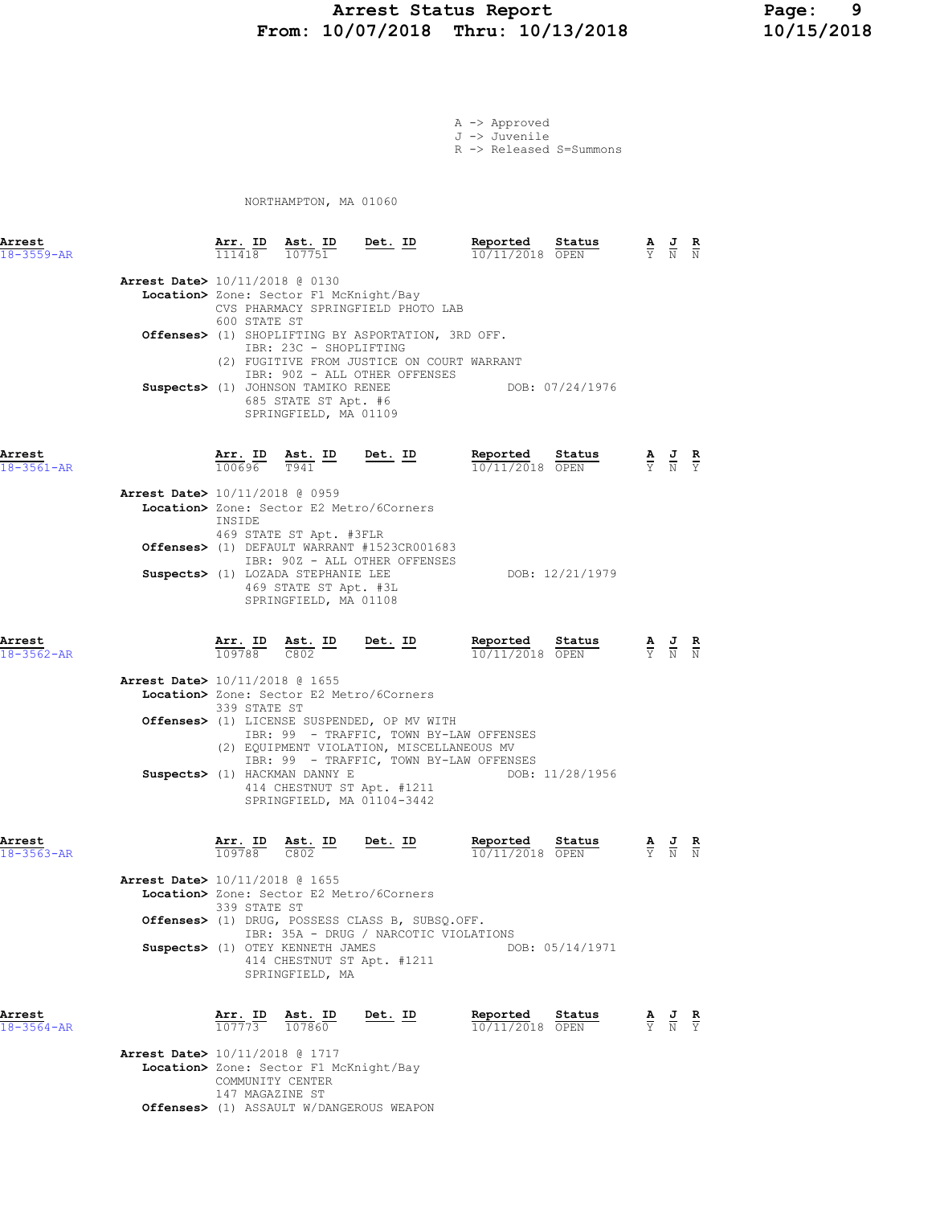# Arrest Status Report
## From: 10/07/2018 Thru: 10/13/2018

A -> Approved
J -> Juvenile
R -> Released S=Summons

NORTHAMPTON, MA 01060

---

**Arrest** 18-3559-AR

| Arr. ID | Ast. ID | Det. ID | Reported | Status | A | J | R |
|---|---|---|---|---|---|---|---|
| 111418 | 107751 | | 10/11/2018 | OPEN | Y | N | N |

**Arrest Date>** 10/11/2018 @ 0130
**Location>** Zone: Sector F1 McKnight/Bay
CVS PHARMACY SPRINGFIELD PHOTO LAB
600 STATE ST
**Offenses>** (1) SHOPLIFTING BY ASPORTATION, 3RD OFF.
IBR: 23C - SHOPLIFTING
(2) FUGITIVE FROM JUSTICE ON COURT WARRANT
IBR: 90Z - ALL OTHER OFFENSES
**Suspects>** (1) JOHNSON TAMIKO RENEE DOB: 07/24/1976
685 STATE ST Apt. #6
SPRINGFIELD, MA 01109

---

**Arrest** 18-3561-AR

| Arr. ID | Ast. ID | Det. ID | Reported | Status | A | J | R |
|---|---|---|---|---|---|---|---|
| 100696 | T941 | | 10/11/2018 | OPEN | Y | N | Y |

**Arrest Date>** 10/11/2018 @ 0959
**Location>** Zone: Sector E2 Metro/6Corners
INSIDE
469 STATE ST Apt. #3FLR
**Offenses>** (1) DEFAULT WARRANT #1523CR001683
IBR: 90Z - ALL OTHER OFFENSES
**Suspects>** (1) LOZADA STEPHANIE LEE DOB: 12/21/1979
469 STATE ST Apt. #3L
SPRINGFIELD, MA 01108

---

**Arrest** 18-3562-AR

| Arr. ID | Ast. ID | Det. ID | Reported | Status | A | J | R |
|---|---|---|---|---|---|---|---|
| 109788 | C802 | | 10/11/2018 | OPEN | Y | N | N |

**Arrest Date>** 10/11/2018 @ 1655
**Location>** Zone: Sector E2 Metro/6Corners
339 STATE ST
**Offenses>** (1) LICENSE SUSPENDED, OP MV WITH
IBR: 99 - TRAFFIC, TOWN BY-LAW OFFENSES
(2) EQUIPMENT VIOLATION, MISCELLANEOUS MV
IBR: 99 - TRAFFIC, TOWN BY-LAW OFFENSES
**Suspects>** (1) HACKMAN DANNY E DOB: 11/28/1956
414 CHESTNUT ST Apt. #1211
SPRINGFIELD, MA 01104-3442

---

**Arrest** 18-3563-AR

| Arr. ID | Ast. ID | Det. ID | Reported | Status | A | J | R |
|---|---|---|---|---|---|---|---|
| 109788 | C802 | | 10/11/2018 | OPEN | Y | N | N |

**Arrest Date>** 10/11/2018 @ 1655
**Location>** Zone: Sector E2 Metro/6Corners
339 STATE ST
**Offenses>** (1) DRUG, POSSESS CLASS B, SUBSQ.OFF.
IBR: 35A - DRUG / NARCOTIC VIOLATIONS
**Suspects>** (1) OTEY KENNETH JAMES DOB: 05/14/1971
414 CHESTNUT ST Apt. #1211
SPRINGFIELD, MA

---

**Arrest** 18-3564-AR

| Arr. ID | Ast. ID | Det. ID | Reported | Status | A | J | R |
|---|---|---|---|---|---|---|---|
| 107773 | 107860 | | 10/11/2018 | OPEN | Y | N | Y |

**Arrest Date>** 10/11/2018 @ 1717
**Location>** Zone: Sector F1 McKnight/Bay
COMMUNITY CENTER
147 MAGAZINE ST
**Offenses>** (1) ASSAULT W/DANGEROUS WEAPON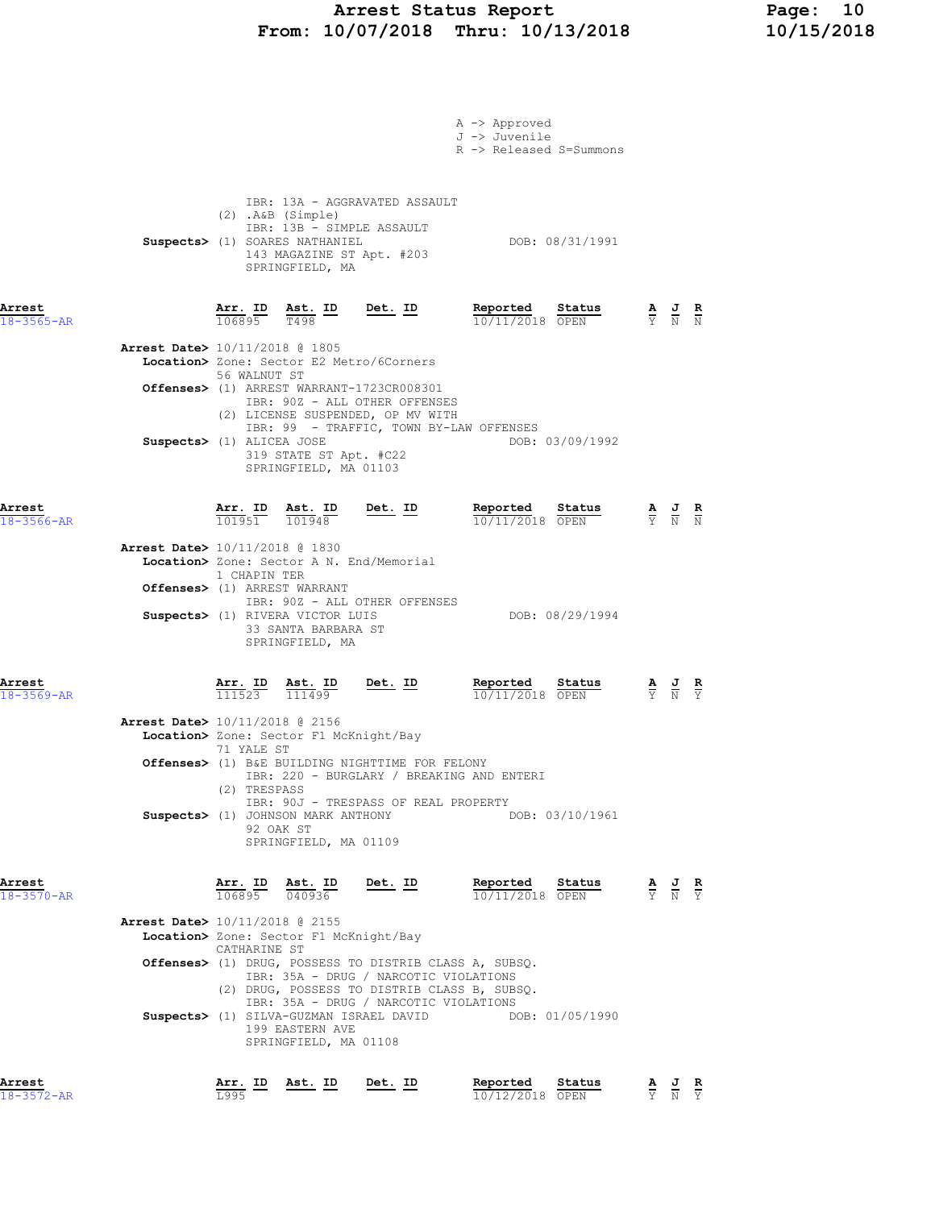A -> Approved
J -> Juvenile
R -> Released S=Summons

IBR: 13A - AGGRAVATED ASSAULT
(2) .A&B (Simple)
IBR: 13B - SIMPLE ASSAULT

**Suspects>** (1) SOARES NATHANIEL DOB: 08/31/1991
143 MAGAZINE ST Apt. #203
SPRINGFIELD, MA

| Arrest | Arr. ID | Ast. ID | Det. ID | Reported | Status | A | J | R |
|---|---|---|---|---|---|---|---|---|
| 18-3565-AR | 106895 | T498 | | 10/11/2018 | OPEN | Y | N | N |

**Arrest Date>** 10/11/2018 @ 1805
**Location>** Zone: Sector E2 Metro/6Corners
56 WALNUT ST
**Offenses>** (1) ARREST WARRANT-1723CR008301
IBR: 90Z - ALL OTHER OFFENSES
(2) LICENSE SUSPENDED, OP MV WITH
IBR: 99 - TRAFFIC, TOWN BY-LAW OFFENSES
**Suspects>** (1) ALICEA JOSE DOB: 03/09/1992
319 STATE ST Apt. #C22
SPRINGFIELD, MA 01103

| Arrest | Arr. ID | Ast. ID | Det. ID | Reported | Status | A | J | R |
|---|---|---|---|---|---|---|---|---|
| 18-3566-AR | 101951 | 101948 | | 10/11/2018 | OPEN | Y | N | N |

**Arrest Date>** 10/11/2018 @ 1830
**Location>** Zone: Sector A N. End/Memorial
1 CHAPIN TER
**Offenses>** (1) ARREST WARRANT
IBR: 90Z - ALL OTHER OFFENSES
**Suspects>** (1) RIVERA VICTOR LUIS DOB: 08/29/1994
33 SANTA BARBARA ST
SPRINGFIELD, MA

| Arrest | Arr. ID | Ast. ID | Det. ID | Reported | Status | A | J | R |
|---|---|---|---|---|---|---|---|---|
| 18-3569-AR | 111523 | 111499 | | 10/11/2018 | OPEN | Y | N | Y |

**Arrest Date>** 10/11/2018 @ 2156
**Location>** Zone: Sector F1 McKnight/Bay
71 YALE ST
**Offenses>** (1) B&E BUILDING NIGHTTIME FOR FELONY
IBR: 220 - BURGLARY / BREAKING AND ENTERI
(2) TRESPASS
IBR: 90J - TRESPASS OF REAL PROPERTY
**Suspects>** (1) JOHNSON MARK ANTHONY DOB: 03/10/1961
92 OAK ST
SPRINGFIELD, MA 01109

| Arrest | Arr. ID | Ast. ID | Det. ID | Reported | Status | A | J | R |
|---|---|---|---|---|---|---|---|---|
| 18-3570-AR | 106895 | 040936 | | 10/11/2018 | OPEN | Y | N | Y |

**Arrest Date>** 10/11/2018 @ 2155
**Location>** Zone: Sector F1 McKnight/Bay
CATHARINE ST
**Offenses>** (1) DRUG, POSSESS TO DISTRIB CLASS A, SUBSQ.
IBR: 35A - DRUG / NARCOTIC VIOLATIONS
(2) DRUG, POSSESS TO DISTRIB CLASS B, SUBSQ.
IBR: 35A - DRUG / NARCOTIC VIOLATIONS
**Suspects>** (1) SILVA-GUZMAN ISRAEL DAVID DOB: 01/05/1990
199 EASTERN AVE
SPRINGFIELD, MA 01108

| Arrest | Arr. ID | Ast. ID | Det. ID | Reported | Status | A | J | R |
|---|---|---|---|---|---|---|---|---|
| 18-3572-AR | L995 | | | 10/12/2018 | OPEN | Y | N | Y |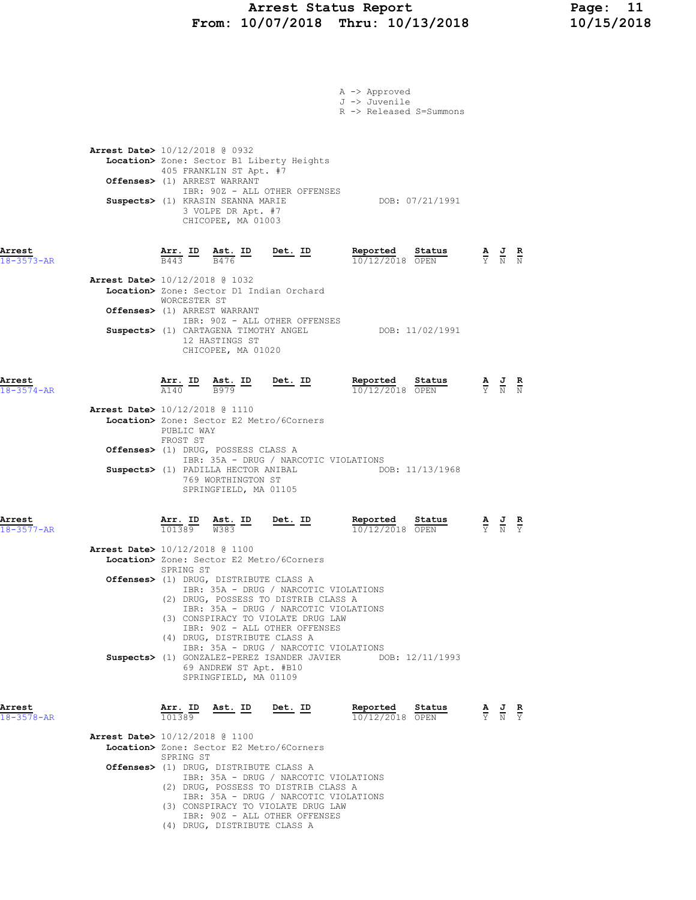A -> Approved
J -> Juvenile
R -> Released S=Summons

**Arrest Date>** 10/12/2018 @ 0932
**Location>** Zone: Sector B1 Liberty Heights
405 FRANKLIN ST Apt. #7
**Offenses>** (1) ARREST WARRANT
IBR: 90Z - ALL OTHER OFFENSES
**Suspects>** (1) KRASIN SEANNA MARIE DOB: 07/21/1991
3 VOLPE DR Apt. #7
CHICOPEE, MA 01003

| Arrest | Arr. ID | Ast. ID | Det. ID | Reported | Status | A | J | R |
|---|---|---|---|---|---|---|---|---|
| 18-3573-AR | B443 | B476 | | 10/12/2018 | OPEN | Y | N | N |

**Arrest Date>** 10/12/2018 @ 1032
**Location>** Zone: Sector D1 Indian Orchard
WORCESTER ST
**Offenses>** (1) ARREST WARRANT
IBR: 90Z - ALL OTHER OFFENSES
**Suspects>** (1) CARTAGENA TIMOTHY ANGEL DOB: 11/02/1991
12 HASTINGS ST
CHICOPEE, MA 01020

| Arrest | Arr. ID | Ast. ID | Det. ID | Reported | Status | A | J | R |
|---|---|---|---|---|---|---|---|---|
| 18-3574-AR | A140 | B979 | | 10/12/2018 | OPEN | Y | N | N |

**Arrest Date>** 10/12/2018 @ 1110
**Location>** Zone: Sector E2 Metro/6Corners
PUBLIC WAY
FROST ST
**Offenses>** (1) DRUG, POSSESS CLASS A
IBR: 35A - DRUG / NARCOTIC VIOLATIONS
**Suspects>** (1) PADILLA HECTOR ANIBAL DOB: 11/13/1968
769 WORTHINGTON ST
SPRINGFIELD, MA 01105

| Arrest | Arr. ID | Ast. ID | Det. ID | Reported | Status | A | J | R |
|---|---|---|---|---|---|---|---|---|
| 18-3577-AR | 101389 | W383 | | 10/12/2018 | OPEN | Y | N | Y |

**Arrest Date>** 10/12/2018 @ 1100
**Location>** Zone: Sector E2 Metro/6Corners
SPRING ST
**Offenses>** (1) DRUG, DISTRIBUTE CLASS A
IBR: 35A - DRUG / NARCOTIC VIOLATIONS
(2) DRUG, POSSESS TO DISTRIB CLASS A
IBR: 35A - DRUG / NARCOTIC VIOLATIONS
(3) CONSPIRACY TO VIOLATE DRUG LAW
IBR: 90Z - ALL OTHER OFFENSES
(4) DRUG, DISTRIBUTE CLASS A
IBR: 35A - DRUG / NARCOTIC VIOLATIONS
**Suspects>** (1) GONZALEZ-PEREZ ISANDER JAVIER DOB: 12/11/1993
69 ANDREW ST Apt. #B10
SPRINGFIELD, MA 01109

| Arrest | Arr. ID | Ast. ID | Det. ID | Reported | Status | A | J | R |
|---|---|---|---|---|---|---|---|---|
| 18-3578-AR | 101389 | | | 10/12/2018 | OPEN | Y | N | Y |

**Arrest Date>** 10/12/2018 @ 1100
**Location>** Zone: Sector E2 Metro/6Corners
SPRING ST
**Offenses>** (1) DRUG, DISTRIBUTE CLASS A
IBR: 35A - DRUG / NARCOTIC VIOLATIONS
(2) DRUG, POSSESS TO DISTRIB CLASS A
IBR: 35A - DRUG / NARCOTIC VIOLATIONS
(3) CONSPIRACY TO VIOLATE DRUG LAW
IBR: 90Z - ALL OTHER OFFENSES
(4) DRUG, DISTRIBUTE CLASS A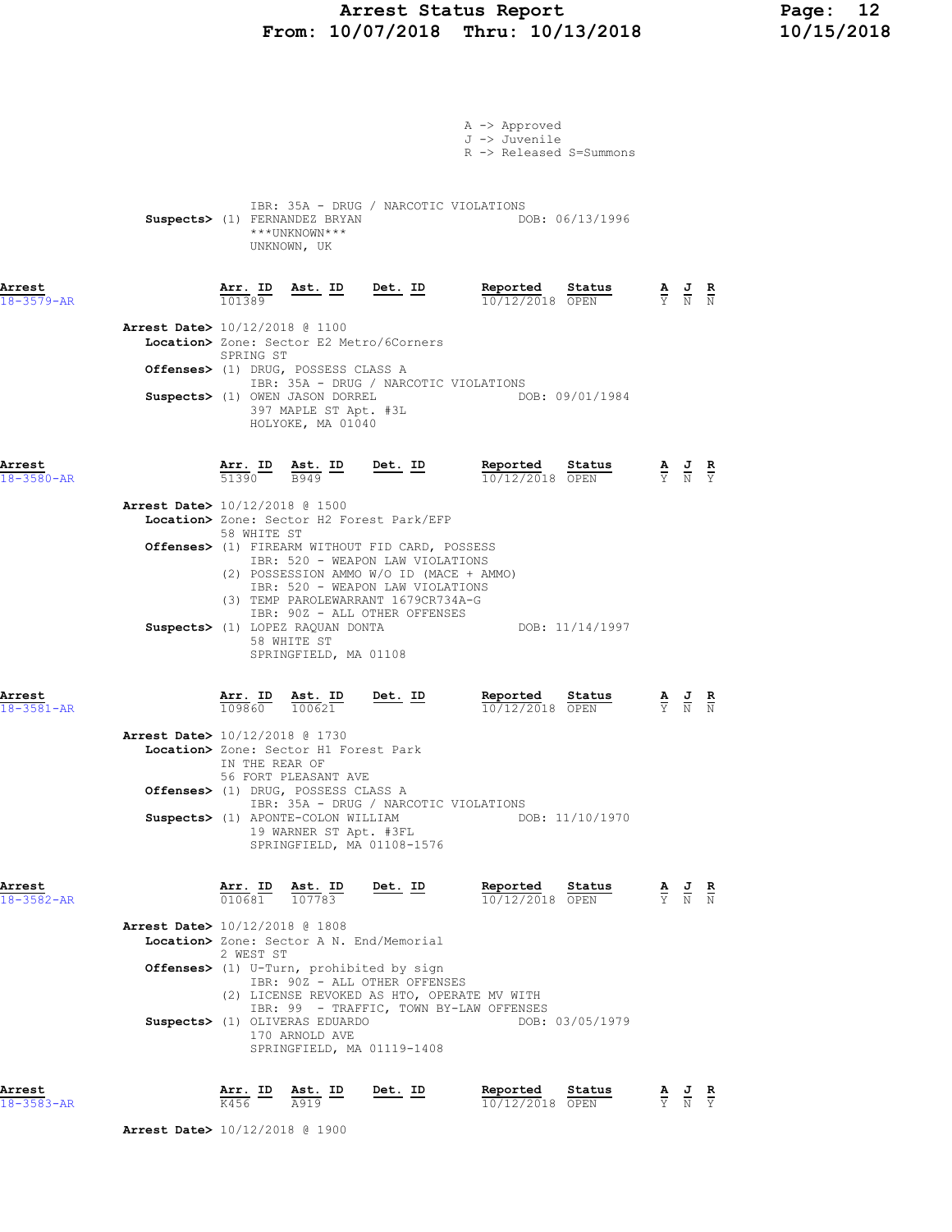A -> Approved
J -> Juvenile
R -> Released S=Summons

IBR: 35A - DRUG / NARCOTIC VIOLATIONS
**Suspects>** (1) FERNANDEZ BRYAN DOB: 06/13/1996
***UNKNOWN***
UNKNOWN, UK

| Arrest | Arr. ID | Ast. ID | Det. ID | Reported | Status | A | J | R |
|---|---|---|---|---|---|---|---|---|
| 18-3579-AR | 101389 | | | 10/12/2018 | OPEN | Y | N | N |

**Arrest Date>** 10/12/2018 @ 1100
**Location>** Zone: Sector E2 Metro/6Corners
SPRING ST
**Offenses>** (1) DRUG, POSSESS CLASS A
IBR: 35A - DRUG / NARCOTIC VIOLATIONS
**Suspects>** (1) OWEN JASON DORREL DOB: 09/01/1984
397 MAPLE ST Apt. #3L
HOLYOKE, MA 01040

| Arrest | Arr. ID | Ast. ID | Det. ID | Reported | Status | A | J | R |
|---|---|---|---|---|---|---|---|---|
| 18-3580-AR | 51390 | B949 | | 10/12/2018 | OPEN | Y | N | Y |

**Arrest Date>** 10/12/2018 @ 1500
**Location>** Zone: Sector H2 Forest Park/EFP
58 WHITE ST
**Offenses>** (1) FIREARM WITHOUT FID CARD, POSSESS
IBR: 520 - WEAPON LAW VIOLATIONS
(2) POSSESSION AMMO W/O ID (MACE + AMMO)
IBR: 520 - WEAPON LAW VIOLATIONS
(3) TEMP PAROLEWARRANT 1679CR734A-G
IBR: 90Z - ALL OTHER OFFENSES
**Suspects>** (1) LOPEZ RAQUAN DONTA DOB: 11/14/1997
58 WHITE ST
SPRINGFIELD, MA 01108

| Arrest | Arr. ID | Ast. ID | Det. ID | Reported | Status | A | J | R |
|---|---|---|---|---|---|---|---|---|
| 18-3581-AR | 109860 | 100621 | | 10/12/2018 | OPEN | Y | N | N |

**Arrest Date>** 10/12/2018 @ 1730
**Location>** Zone: Sector H1 Forest Park
IN THE REAR OF
56 FORT PLEASANT AVE
**Offenses>** (1) DRUG, POSSESS CLASS A
IBR: 35A - DRUG / NARCOTIC VIOLATIONS
**Suspects>** (1) APONTE-COLON WILLIAM DOB: 11/10/1970
19 WARNER ST Apt. #3FL
SPRINGFIELD, MA 01108-1576

| Arrest | Arr. ID | Ast. ID | Det. ID | Reported | Status | A | J | R |
|---|---|---|---|---|---|---|---|---|
| 18-3582-AR | 010681 | 107783 | | 10/12/2018 | OPEN | Y | N | N |

**Arrest Date>** 10/12/2018 @ 1808
**Location>** Zone: Sector A N. End/Memorial
2 WEST ST
**Offenses>** (1) U-Turn, prohibited by sign
IBR: 90Z - ALL OTHER OFFENSES
(2) LICENSE REVOKED AS HTO, OPERATE MV WITH
IBR: 99 - TRAFFIC, TOWN BY-LAW OFFENSES
**Suspects>** (1) OLIVERAS EDUARDO DOB: 03/05/1979
170 ARNOLD AVE
SPRINGFIELD, MA 01119-1408

| Arrest | Arr. ID | Ast. ID | Det. ID | Reported | Status | A | J | R |
|---|---|---|---|---|---|---|---|---|
| 18-3583-AR | K456 | A919 | | 10/12/2018 | OPEN | Y | N | Y |

**Arrest Date>** 10/12/2018 @ 1900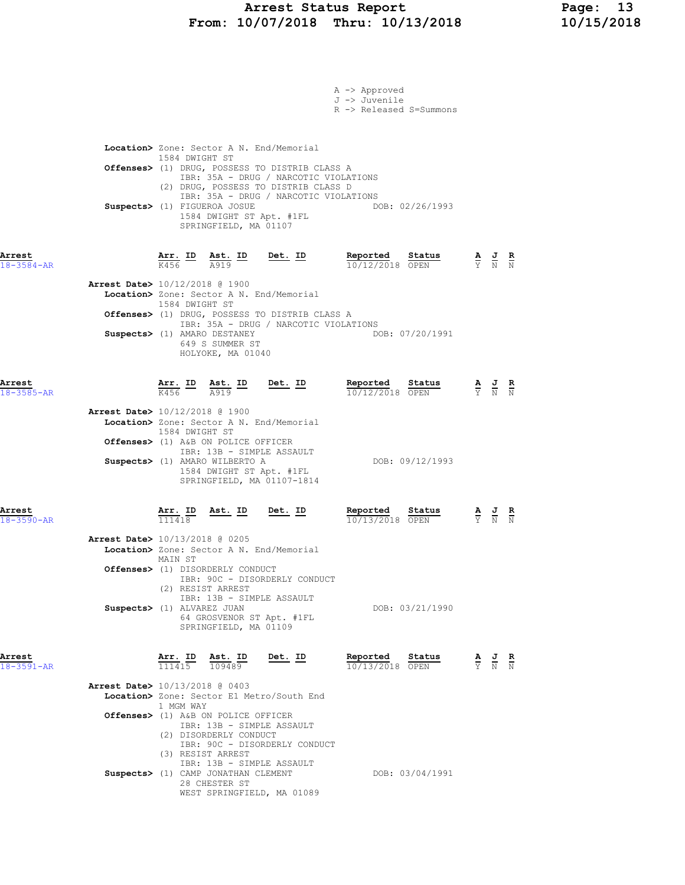A -> Approved
J -> Juvenile
R -> Released S=Summons

**Location>** Zone: Sector A N. End/Memorial
1584 DWIGHT ST
**Offenses>** (1) DRUG, POSSESS TO DISTRIB CLASS A
IBR: 35A - DRUG / NARCOTIC VIOLATIONS
(2) DRUG, POSSESS TO DISTRIB CLASS D
IBR: 35A - DRUG / NARCOTIC VIOLATIONS
**Suspects>** (1) FIGUEROA JOSUE DOB: 02/26/1993
1584 DWIGHT ST Apt. #1FL
SPRINGFIELD, MA 01107

| Arrest | Arr. ID | Ast. ID | Det. ID | Reported | Status | A | J | R |
|---|---|---|---|---|---|---|---|---|
| 18-3584-AR | K456 | A919 | | 10/12/2018 | OPEN | Y | N | N |

**Arrest Date>** 10/12/2018 @ 1900
**Location>** Zone: Sector A N. End/Memorial
1584 DWIGHT ST
**Offenses>** (1) DRUG, POSSESS TO DISTRIB CLASS A
IBR: 35A - DRUG / NARCOTIC VIOLATIONS
**Suspects>** (1) AMARO DESTANEY DOB: 07/20/1991
649 S SUMMER ST
HOLYOKE, MA 01040

| Arrest | Arr. ID | Ast. ID | Det. ID | Reported | Status | A | J | R |
|---|---|---|---|---|---|---|---|---|
| 18-3585-AR | K456 | A919 | | 10/12/2018 | OPEN | Y | N | N |

**Arrest Date>** 10/12/2018 @ 1900
**Location>** Zone: Sector A N. End/Memorial
1584 DWIGHT ST
**Offenses>** (1) A&B ON POLICE OFFICER
IBR: 13B - SIMPLE ASSAULT
**Suspects>** (1) AMARO WILBERTO A DOB: 09/12/1993
1584 DWIGHT ST Apt. #1FL
SPRINGFIELD, MA 01107-1814

| Arrest | Arr. ID | Ast. ID | Det. ID | Reported | Status | A | J | R |
|---|---|---|---|---|---|---|---|---|
| 18-3590-AR | 111418 | | | 10/13/2018 | OPEN | Y | N | N |

**Arrest Date>** 10/13/2018 @ 0205
**Location>** Zone: Sector A N. End/Memorial
MAIN ST
**Offenses>** (1) DISORDERLY CONDUCT
IBR: 90C - DISORDERLY CONDUCT
(2) RESIST ARREST
IBR: 13B - SIMPLE ASSAULT
**Suspects>** (1) ALVAREZ JUAN DOB: 03/21/1990
64 GROSVENOR ST Apt. #1FL
SPRINGFIELD, MA 01109

| Arrest | Arr. ID | Ast. ID | Det. ID | Reported | Status | A | J | R |
|---|---|---|---|---|---|---|---|---|
| 18-3591-AR | 111415 | 109489 | | 10/13/2018 | OPEN | Y | N | N |

**Arrest Date>** 10/13/2018 @ 0403
**Location>** Zone: Sector E1 Metro/South End
1 MGM WAY
**Offenses>** (1) A&B ON POLICE OFFICER
IBR: 13B - SIMPLE ASSAULT
(2) DISORDERLY CONDUCT
IBR: 90C - DISORDERLY CONDUCT
(3) RESIST ARREST
IBR: 13B - SIMPLE ASSAULT
**Suspects>** (1) CAMP JONATHAN CLEMENT DOB: 03/04/1991
28 CHESTER ST
WEST SPRINGFIELD, MA 01089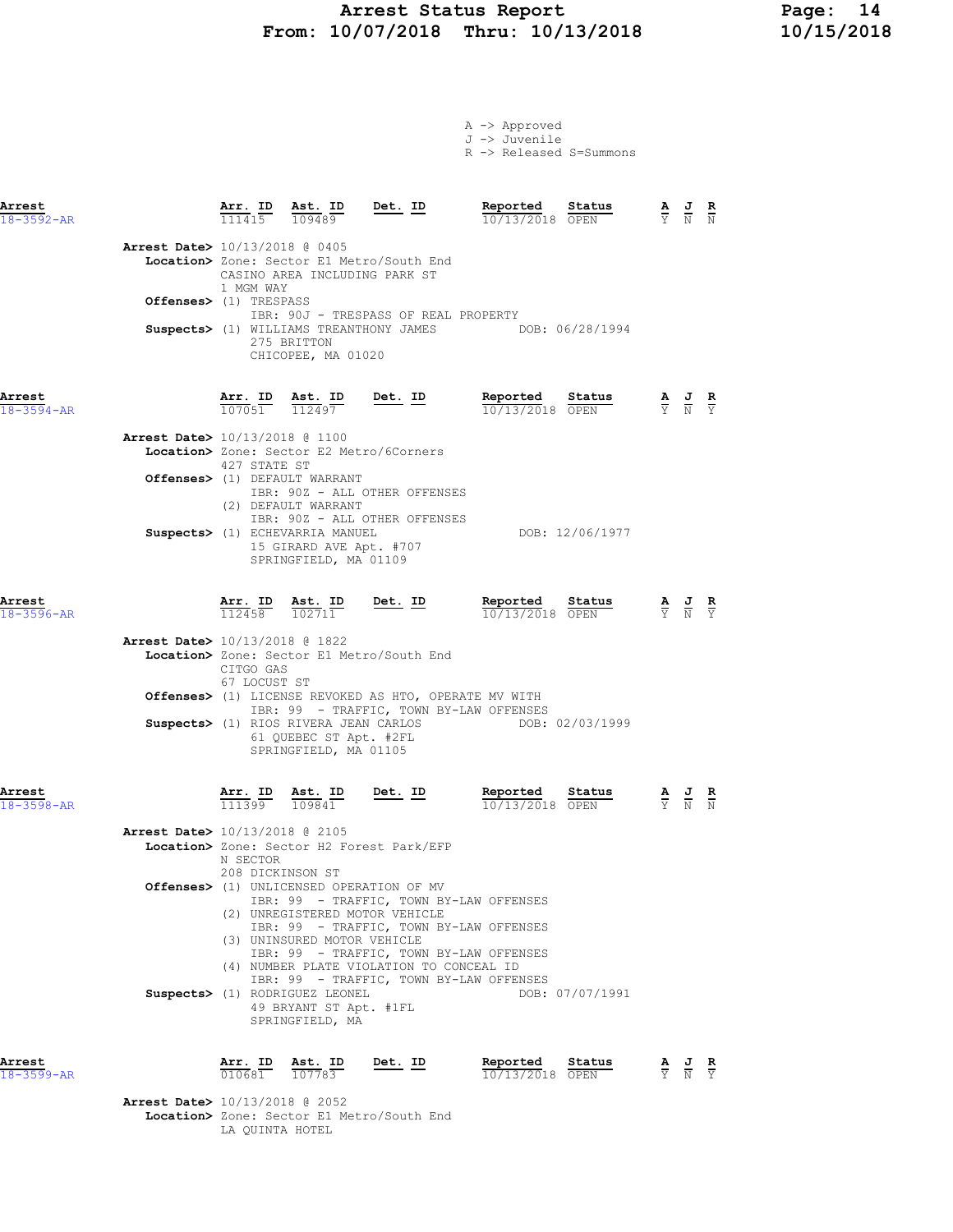# Arrest Status Report
## From: 10/07/2018 Thru: 10/13/2018

A -> Approved
J -> Juvenile
R -> Released S=Summons

---

| Arrest | Arr. ID | Ast. ID | Det. ID | Reported | Status | A | J | R |
|---|---|---|---|---|---|---|---|---|
| 18-3592-AR | 111415 | 109489 | | 10/13/2018 | OPEN | Y | N | N |

**Arrest Date>** 10/13/2018 @ 0405
**Location>** Zone: Sector E1 Metro/South End
CASINO AREA INCLUDING PARK ST
1 MGM WAY
**Offenses>** (1) TRESPASS
IBR: 90J - TRESPASS OF REAL PROPERTY
**Suspects>** (1) WILLIAMS TREANTHONY JAMES DOB: 06/28/1994
275 BRITTON
CHICOPEE, MA 01020

---

| Arrest | Arr. ID | Ast. ID | Det. ID | Reported | Status | A | J | R |
|---|---|---|---|---|---|---|---|---|
| 18-3594-AR | 107051 | 112497 | | 10/13/2018 | OPEN | Y | N | Y |

**Arrest Date>** 10/13/2018 @ 1100
**Location>** Zone: Sector E2 Metro/6Corners
427 STATE ST
**Offenses>** (1) DEFAULT WARRANT
IBR: 90Z - ALL OTHER OFFENSES
(2) DEFAULT WARRANT
IBR: 90Z - ALL OTHER OFFENSES
**Suspects>** (1) ECHEVARRIA MANUEL DOB: 12/06/1977
15 GIRARD AVE Apt. #707
SPRINGFIELD, MA 01109

---

| Arrest | Arr. ID | Ast. ID | Det. ID | Reported | Status | A | J | R |
|---|---|---|---|---|---|---|---|---|
| 18-3596-AR | 112458 | 102711 | | 10/13/2018 | OPEN | Y | N | Y |

**Arrest Date>** 10/13/2018 @ 1822
**Location>** Zone: Sector E1 Metro/South End
CITGO GAS
67 LOCUST ST
**Offenses>** (1) LICENSE REVOKED AS HTO, OPERATE MV WITH
IBR: 99 - TRAFFIC, TOWN BY-LAW OFFENSES
**Suspects>** (1) RIOS RIVERA JEAN CARLOS DOB: 02/03/1999
61 QUEBEC ST Apt. #2FL
SPRINGFIELD, MA 01105

---

| Arrest | Arr. ID | Ast. ID | Det. ID | Reported | Status | A | J | R |
|---|---|---|---|---|---|---|---|---|
| 18-3598-AR | 111399 | 109841 | | 10/13/2018 | OPEN | Y | N | N |

**Arrest Date>** 10/13/2018 @ 2105
**Location>** Zone: Sector H2 Forest Park/EFP
N SECTOR
208 DICKINSON ST
**Offenses>** (1) UNLICENSED OPERATION OF MV
IBR: 99 - TRAFFIC, TOWN BY-LAW OFFENSES
(2) UNREGISTERED MOTOR VEHICLE
IBR: 99 - TRAFFIC, TOWN BY-LAW OFFENSES
(3) UNINSURED MOTOR VEHICLE
IBR: 99 - TRAFFIC, TOWN BY-LAW OFFENSES
(4) NUMBER PLATE VIOLATION TO CONCEAL ID
IBR: 99 - TRAFFIC, TOWN BY-LAW OFFENSES
**Suspects>** (1) RODRIGUEZ LEONEL DOB: 07/07/1991
49 BRYANT ST Apt. #1FL
SPRINGFIELD, MA

---

| Arrest | Arr. ID | Ast. ID | Det. ID | Reported | Status | A | J | R |
|---|---|---|---|---|---|---|---|---|
| 18-3599-AR | 010681 | 107783 | | 10/13/2018 | OPEN | Y | N | Y |

**Arrest Date>** 10/13/2018 @ 2052
**Location>** Zone: Sector E1 Metro/South End
LA QUINTA HOTEL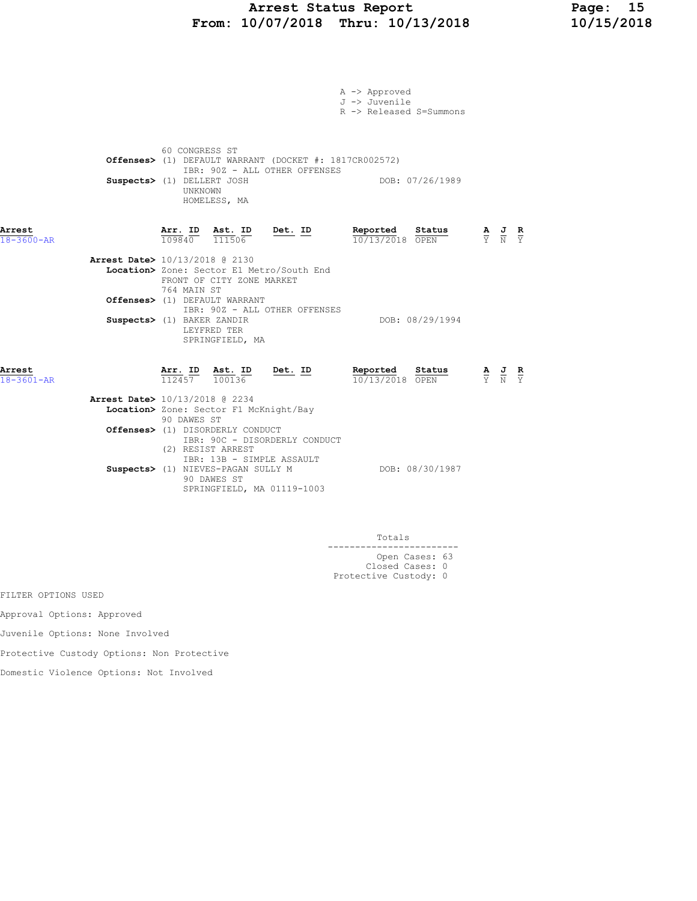A -> Approved
J -> Juvenile
R -> Released S=Summons

60 CONGRESS ST
**Offenses>** (1) DEFAULT WARRANT (DOCKET #: 1817CR002572)
IBR: 90Z - ALL OTHER OFFENSES
**Suspects>** (1) DELLERT JOSH DOB: 07/26/1989
UNKNOWN
HOMELESS, MA

| Arrest | Arr. ID | Ast. ID | Det. ID | Reported | Status | A | J | R |
|---|---|---|---|---|---|---|---|---|
| 18-3600-AR | 109840 | 111506 | | 10/13/2018 | OPEN | Y | N | Y |

**Arrest Date>** 10/13/2018 @ 2130
**Location>** Zone: Sector E1 Metro/South End
FRONT OF CITY ZONE MARKET
764 MAIN ST
**Offenses>** (1) DEFAULT WARRANT
IBR: 90Z - ALL OTHER OFFENSES
**Suspects>** (1) BAKER ZANDIR DOB: 08/29/1994
LEYFRED TER
SPRINGFIELD, MA

| Arrest | Arr. ID | Ast. ID | Det. ID | Reported | Status | A | J | R |
|---|---|---|---|---|---|---|---|---|
| 18-3601-AR | 112457 | 100136 | | 10/13/2018 | OPEN | Y | N | Y |

**Arrest Date>** 10/13/2018 @ 2234
**Location>** Zone: Sector F1 McKnight/Bay
90 DAWES ST
**Offenses>** (1) DISORDERLY CONDUCT
IBR: 90C - DISORDERLY CONDUCT
(2) RESIST ARREST
IBR: 13B - SIMPLE ASSAULT
**Suspects>** (1) NIEVES-PAGAN SULLY M DOB: 08/30/1987
90 DAWES ST
SPRINGFIELD, MA 01119-1003

Totals
------------------------
Open Cases: 63
Closed Cases: 0
Protective Custody: 0

FILTER OPTIONS USED

Approval Options: Approved

Juvenile Options: None Involved

Protective Custody Options: Non Protective

Domestic Violence Options: Not Involved